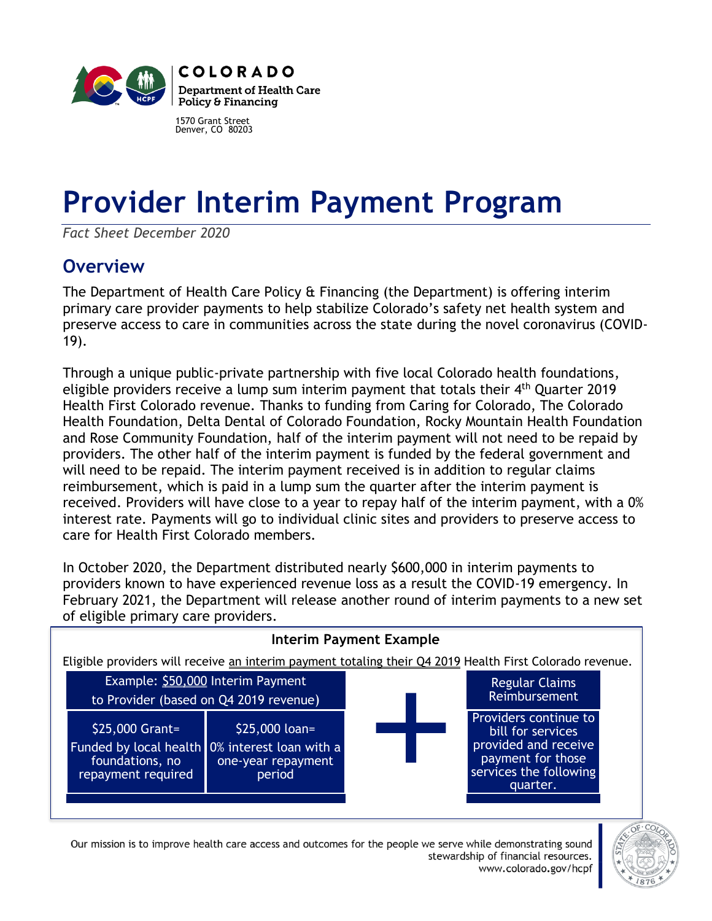COLORADO

Department of Health Care Policy & Financing

1570 Grant Street
Denver, CO 80203

# Provider Interim Payment Program

*Fact Sheet December 2020*

## Overview

The Department of Health Care Policy & Financing (the Department) is offering interim primary care provider payments to help stabilize Colorado's safety net health system and preserve access to care in communities across the state during the novel coronavirus (COVID-19).

Through a unique public-private partnership with five local Colorado health foundations, eligible providers receive a lump sum interim payment that totals their 4th Quarter 2019 Health First Colorado revenue. Thanks to funding from Caring for Colorado, The Colorado Health Foundation, Delta Dental of Colorado Foundation, Rocky Mountain Health Foundation and Rose Community Foundation, half of the interim payment will not need to be repaid by providers. The other half of the interim payment is funded by the federal government and will need to be repaid. The interim payment received is in addition to regular claims reimbursement, which is paid in a lump sum the quarter after the interim payment is received. Providers will have close to a year to repay half of the interim payment, with a 0% interest rate. Payments will go to individual clinic sites and providers to preserve access to care for Health First Colorado members.

In October 2020, the Department distributed nearly $600,000 in interim payments to providers known to have experienced revenue loss as a result the COVID-19 emergency. In February 2021, the Department will release another round of interim payments to a new set of eligible primary care providers.

**Interim Payment Example**

Eligible providers will receive an interim payment totaling their Q4 2019 Health First Colorado revenue.

| Example: $50,000 Interim Payment to Provider (based on Q4 2019 revenue) | | + | Regular Claims Reimbursement |
|---|---|---|---|
| $25,000 Grant= Funded by local health foundations, no repayment required | $25,000 loan= 0% interest loan with a one-year repayment period | | Providers continue to bill for services provided and receive payment for those services the following quarter. |

Our mission is to improve health care access and outcomes for the people we serve while demonstrating sound stewardship of financial resources.
www.colorado.gov/hcpf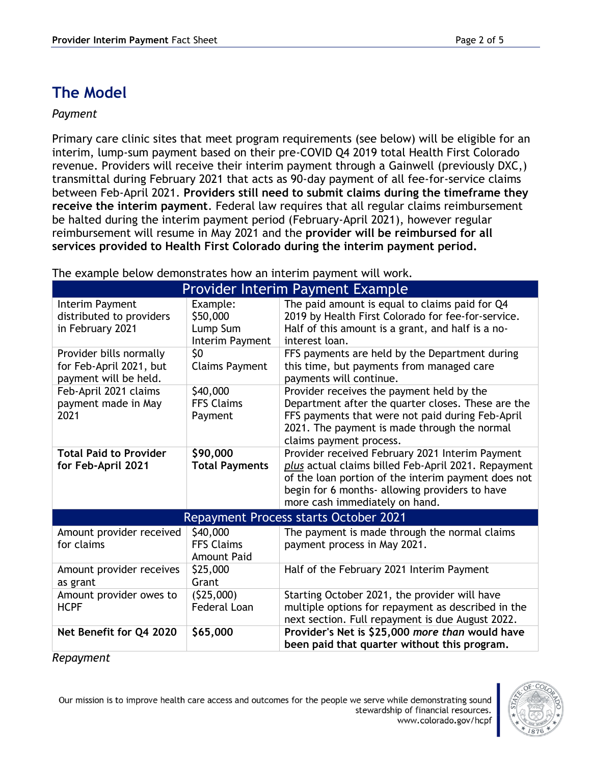# The Model

*Payment*

Primary care clinic sites that meet program requirements (see below) will be eligible for an interim, lump-sum payment based on their pre-COVID Q4 2019 total Health First Colorado revenue. Providers will receive their interim payment through a Gainwell (previously DXC,) transmittal during February 2021 that acts as 90-day payment of all fee-for-service claims between Feb-April 2021. **Providers still need to submit claims during the timeframe they receive the interim payment**. Federal law requires that all regular claims reimbursement be halted during the interim payment period (February-April 2021), however regular reimbursement will resume in May 2021 and the **provider will be reimbursed for all services provided to Health First Colorado during the interim payment period.**

The example below demonstrates how an interim payment will work.

| Provider Interim Payment Example | | |
|---|---|---|
| Interim Payment distributed to providers in February 2021 | Example: $50,000 Lump Sum Interim Payment | The paid amount is equal to claims paid for Q4 2019 by Health First Colorado for fee-for-service. Half of this amount is a grant, and half is a no-interest loan. |
| Provider bills normally for Feb-April 2021, but payment will be held. | $0 Claims Payment | FFS payments are held by the Department during this time, but payments from managed care payments will continue. |
| Feb-April 2021 claims payment made in May 2021 | $40,000 FFS Claims Payment | Provider receives the payment held by the Department after the quarter closes. These are the FFS payments that were not paid during Feb-April 2021. The payment is made through the normal claims payment process. |
| **Total Paid to Provider for Feb-April 2021** | **$90,000 Total Payments** | Provider received February 2021 Interim Payment *plus* actual claims billed Feb-April 2021. Repayment of the loan portion of the interim payment does not begin for 6 months- allowing providers to have more cash immediately on hand. |
| Repayment Process starts October 2021 | | |
| Amount provider received for claims | $40,000 FFS Claims Amount Paid | The payment is made through the normal claims payment process in May 2021. |
| Amount provider receives as grant | $25,000 Grant | Half of the February 2021 Interim Payment |
| Amount provider owes to HCPF | ($25,000) Federal Loan | Starting October 2021, the provider will have multiple options for repayment as described in the next section. Full repayment is due August 2022. |
| **Net Benefit for Q4 2020** | **$65,000** | **Provider's Net is $25,000 *more than* would have been paid that quarter without this program.** |

*Repayment*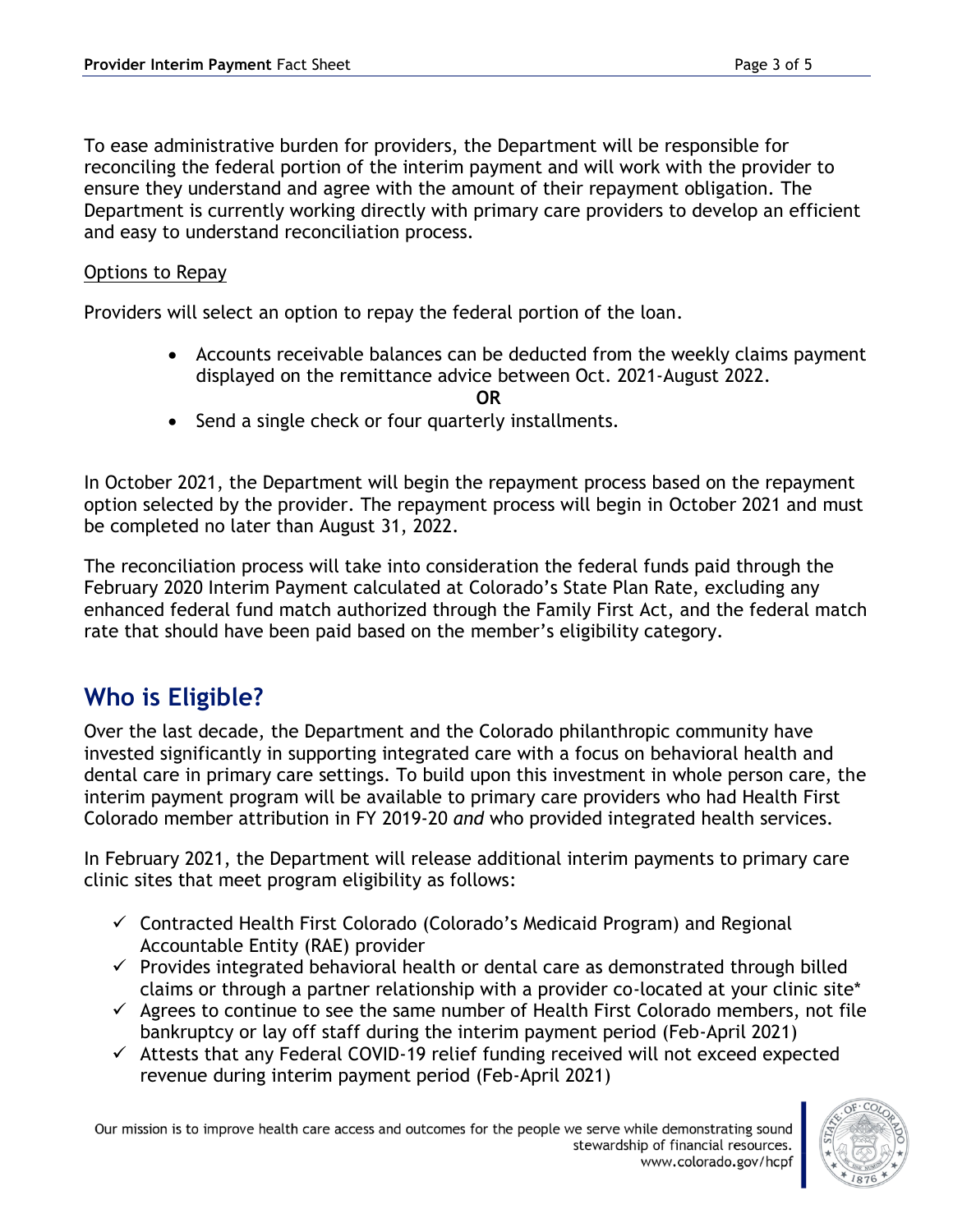To ease administrative burden for providers, the Department will be responsible for reconciling the federal portion of the interim payment and will work with the provider to ensure they understand and agree with the amount of their repayment obligation. The Department is currently working directly with primary care providers to develop an efficient and easy to understand reconciliation process.

Options to Repay

Providers will select an option to repay the federal portion of the loan.

- Accounts receivable balances can be deducted from the weekly claims payment displayed on the remittance advice between Oct. 2021-August 2022.

**OR**

- Send a single check or four quarterly installments.

In October 2021, the Department will begin the repayment process based on the repayment option selected by the provider. The repayment process will begin in October 2021 and must be completed no later than August 31, 2022.

The reconciliation process will take into consideration the federal funds paid through the February 2020 Interim Payment calculated at Colorado's State Plan Rate, excluding any enhanced federal fund match authorized through the Family First Act, and the federal match rate that should have been paid based on the member's eligibility category.

## Who is Eligible?

Over the last decade, the Department and the Colorado philanthropic community have invested significantly in supporting integrated care with a focus on behavioral health and dental care in primary care settings. To build upon this investment in whole person care, the interim payment program will be available to primary care providers who had Health First Colorado member attribution in FY 2019-20 *and* who provided integrated health services.

In February 2021, the Department will release additional interim payments to primary care clinic sites that meet program eligibility as follows:

- ✓ Contracted Health First Colorado (Colorado's Medicaid Program) and Regional Accountable Entity (RAE) provider
- ✓ Provides integrated behavioral health or dental care as demonstrated through billed claims or through a partner relationship with a provider co-located at your clinic site*
- ✓ Agrees to continue to see the same number of Health First Colorado members, not file bankruptcy or lay off staff during the interim payment period (Feb-April 2021)
- ✓ Attests that any Federal COVID-19 relief funding received will not exceed expected revenue during interim payment period (Feb-April 2021)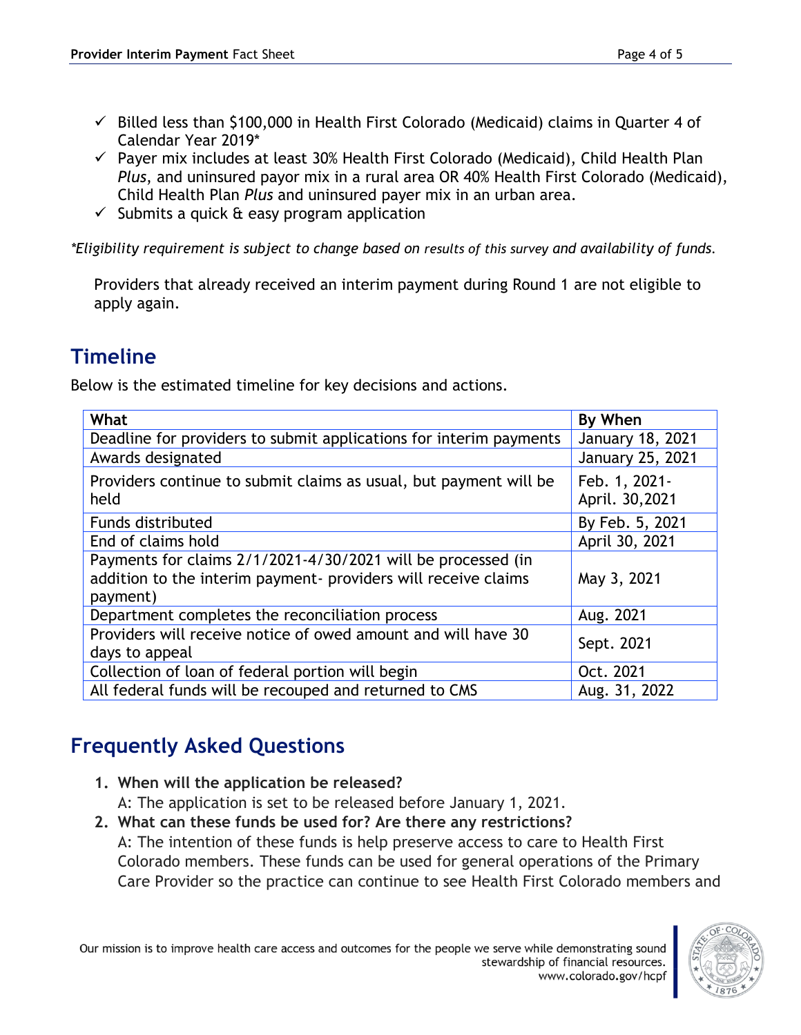- ✓ Billed less than $100,000 in Health First Colorado (Medicaid) claims in Quarter 4 of Calendar Year 2019*
- ✓ Payer mix includes at least 30% Health First Colorado (Medicaid), Child Health Plan *Plus*, and uninsured payor mix in a rural area OR 40% Health First Colorado (Medicaid), Child Health Plan *Plus* and uninsured payer mix in an urban area.
- ✓ Submits a quick & easy program application

*\*Eligibility requirement is subject to change based on results of this survey and availability of funds.*

Providers that already received an interim payment during Round 1 are not eligible to apply again.

## Timeline

Below is the estimated timeline for key decisions and actions.

| What | By When |
|---|---|
| Deadline for providers to submit applications for interim payments | January 18, 2021 |
| Awards designated | January 25, 2021 |
| Providers continue to submit claims as usual, but payment will be held | Feb. 1, 2021- April. 30,2021 |
| Funds distributed | By Feb. 5, 2021 |
| End of claims hold | April 30, 2021 |
| Payments for claims 2/1/2021-4/30/2021 will be processed (in addition to the interim payment- providers will receive claims payment) | May 3, 2021 |
| Department completes the reconciliation process | Aug. 2021 |
| Providers will receive notice of owed amount and will have 30 days to appeal | Sept. 2021 |
| Collection of loan of federal portion will begin | Oct. 2021 |
| All federal funds will be recouped and returned to CMS | Aug. 31, 2022 |

## Frequently Asked Questions

1. **When will the application be released?**
   A: The application is set to be released before January 1, 2021.
2. **What can these funds be used for? Are there any restrictions?**
   A: The intention of these funds is help preserve access to care to Health First Colorado members. These funds can be used for general operations of the Primary Care Provider so the practice can continue to see Health First Colorado members and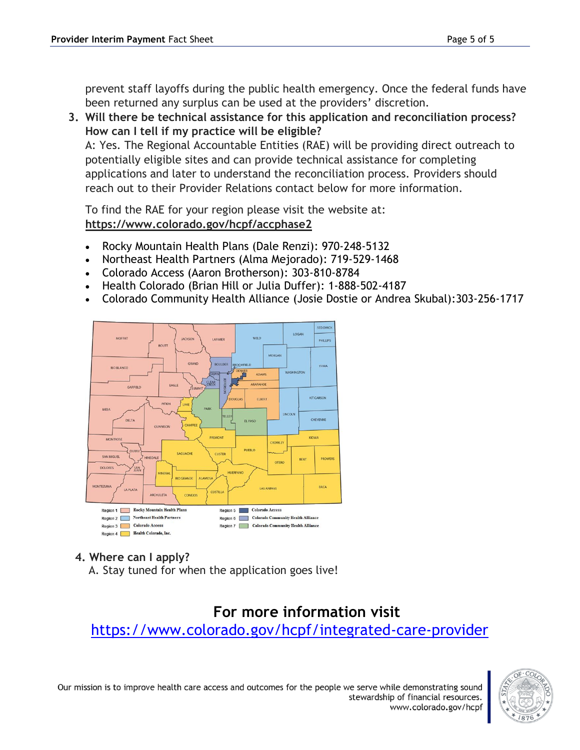prevent staff layoffs during the public health emergency. Once the federal funds have been returned any surplus can be used at the providers' discretion.

3. **Will there be technical assistance for this application and reconciliation process? How can I tell if my practice will be eligible?**

   A: Yes. The Regional Accountable Entities (RAE) will be providing direct outreach to potentially eligible sites and can provide technical assistance for completing applications and later to understand the reconciliation process. Providers should reach out to their Provider Relations contact below for more information.

   To find the RAE for your region please visit the website at: **https://www.colorado.gov/hcpf/accphase2**

   - Rocky Mountain Health Plans (Dale Renzi): 970-248-5132
   - Northeast Health Partners (Alma Mejorado): 719-529-1468
   - Colorado Access (Aaron Brotherson): 303-810-8784
   - Health Colorado (Brian Hill or Julia Duffer): 1-888-502-4187
   - Colorado Community Health Alliance (Josie Dostie or Andrea Skubal):303-256-1717

Region 1 Rocky Mountain Health Plans
Region 2 Northeast Health Partners
Region 3 Colorado Access
Region 4 Health Colorado, Inc.
Region 5 Colorado Access
Region 6 Colorado Community Health Alliance
Region 7 Colorado Community Health Alliance

4. **Where can I apply?**

   A. Stay tuned for when the application goes live!

## For more information visit https://www.colorado.gov/hcpf/integrated-care-provider